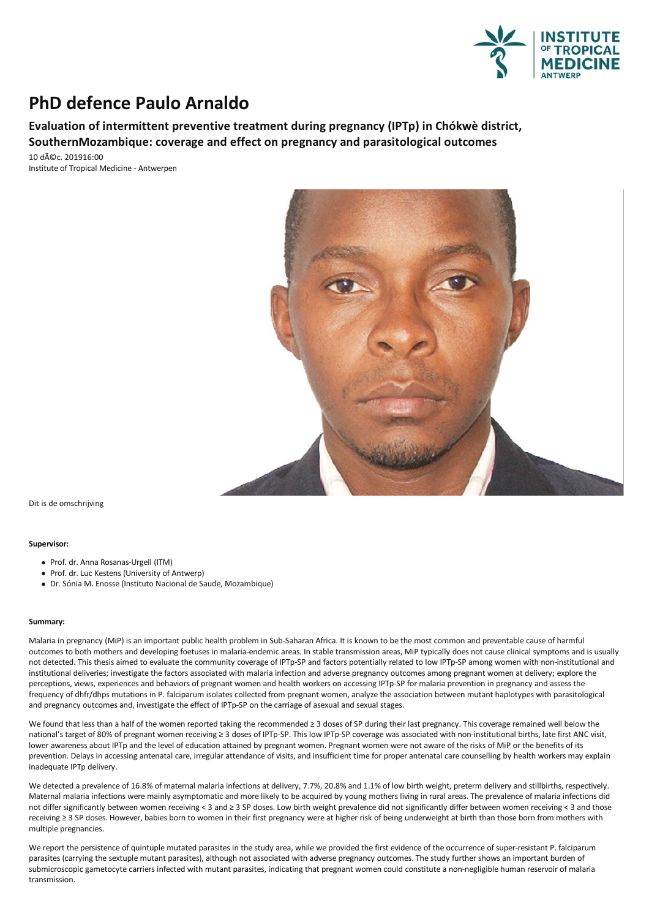# PhD defence Paulo Arnaldo

## Evaluation of intermittent preventive treatment during pregnancy (IPTp) in Chókwè district, SouthernMozambique: coverage and effect on pregnancy and parasitological outcomes

10 dÃ©c. 201916:00
Institute of Tropical Medicine - Antwerpen

Dit is de omschrijving

**Supervisor:**

- Prof. dr. Anna Rosanas-Urgell (ITM)
- Prof. dr. Luc Kestens (University of Antwerp)
- Dr. Sónia M. Enosse (Instituto Nacional de Saude, Mozambique)

**Summary:**

Malaria in pregnancy (MiP) is an important public health problem in Sub-Saharan Africa. It is known to be the most common and preventable cause of harmful outcomes to both mothers and developing foetuses in malaria-endemic areas. In stable transmission areas, MiP typically does not cause clinical symptoms and is usually not detected. This thesis aimed to evaluate the community coverage of IPTp-SP and factors potentially related to low IPTp-SP among women with non-institutional and institutional deliveries; investigate the factors associated with malaria infection and adverse pregnancy outcomes among pregnant women at delivery; explore the perceptions, views, experiences and behaviors of pregnant women and health workers on accessing IPTp-SP for malaria prevention in pregnancy and assess the frequency of dhfr/dhps mutations in P. falciparum isolates collected from pregnant women, analyze the association between mutant haplotypes with parasitological and pregnancy outcomes and, investigate the effect of IPTp-SP on the carriage of asexual and sexual stages.

We found that less than a half of the women reported taking the recommended ≥ 3 doses of SP during their last pregnancy. This coverage remained well below the national's target of 80% of pregnant women receiving ≥ 3 doses of IPTp-SP. This low IPTp-SP coverage was associated with non-institutional births, late first ANC visit, lower awareness about IPTp and the level of education attained by pregnant women. Pregnant women were not aware of the risks of MiP or the benefits of its prevention. Delays in accessing antenatal care, irregular attendance of visits, and insufficient time for proper antenatal care counselling by health workers may explain inadequate IPTp delivery.

We detected a prevalence of 16.8% of maternal malaria infections at delivery, 7.7%, 20.8% and 1.1% of low birth weight, preterm delivery and stillbirths, respectively. Maternal malaria infections were mainly asymptomatic and more likely to be acquired by young mothers living in rural areas. The prevalence of malaria infections did not differ significantly between women receiving < 3 and ≥ 3 SP doses. Low birth weight prevalence did not significantly differ between women receiving < 3 and those receiving ≥ 3 SP doses. However, babies born to women in their first pregnancy were at higher risk of being underweight at birth than those born from mothers with multiple pregnancies.

We report the persistence of quintuple mutated parasites in the study area, while we provided the first evidence of the occurrence of super-resistant P. falciparum parasites (carrying the sextuple mutant parasites), although not associated with adverse pregnancy outcomes. The study further shows an important burden of submicroscopic gametocyte carriers infected with mutant parasites, indicating that pregnant women could constitute a non-negligible human reservoir of malaria transmission.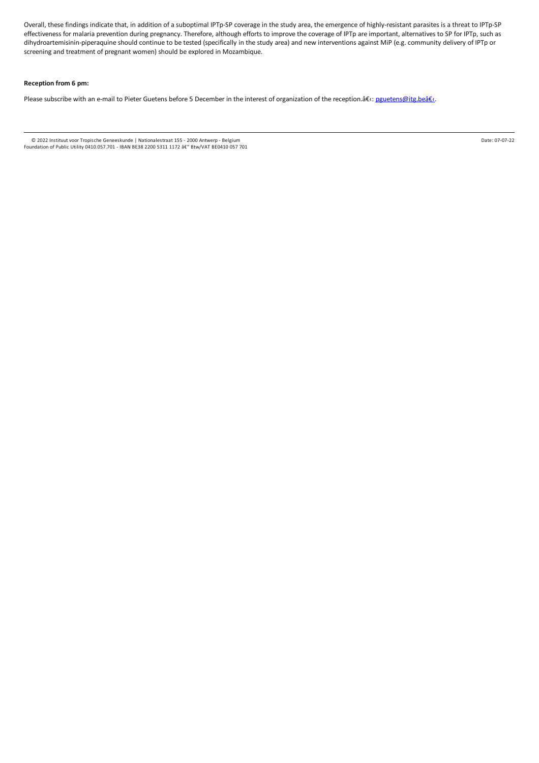Overall, these findings indicate that, in addition of a suboptimal IPTp-SP coverage in the study area, the emergence of highly-resistant parasites is a threat to IPTp-SP effectiveness for malaria prevention during pregnancy. Therefore, although efforts to improve the coverage of IPTp are important, alternatives to SP for IPTp, such as dihydroartemisinin-piperaquine should continue to be tested (specifically in the study area) and new interventions against MiP (e.g. community delivery of IPTp or screening and treatment of pregnant women) should be explored in Mozambique.

**Reception from 6 pm:**

Please subscribe with an e-mail to Pieter Guetens before 5 December in the interest of organization of the reception.â€‹: pguetens@itg.beâ€‹.